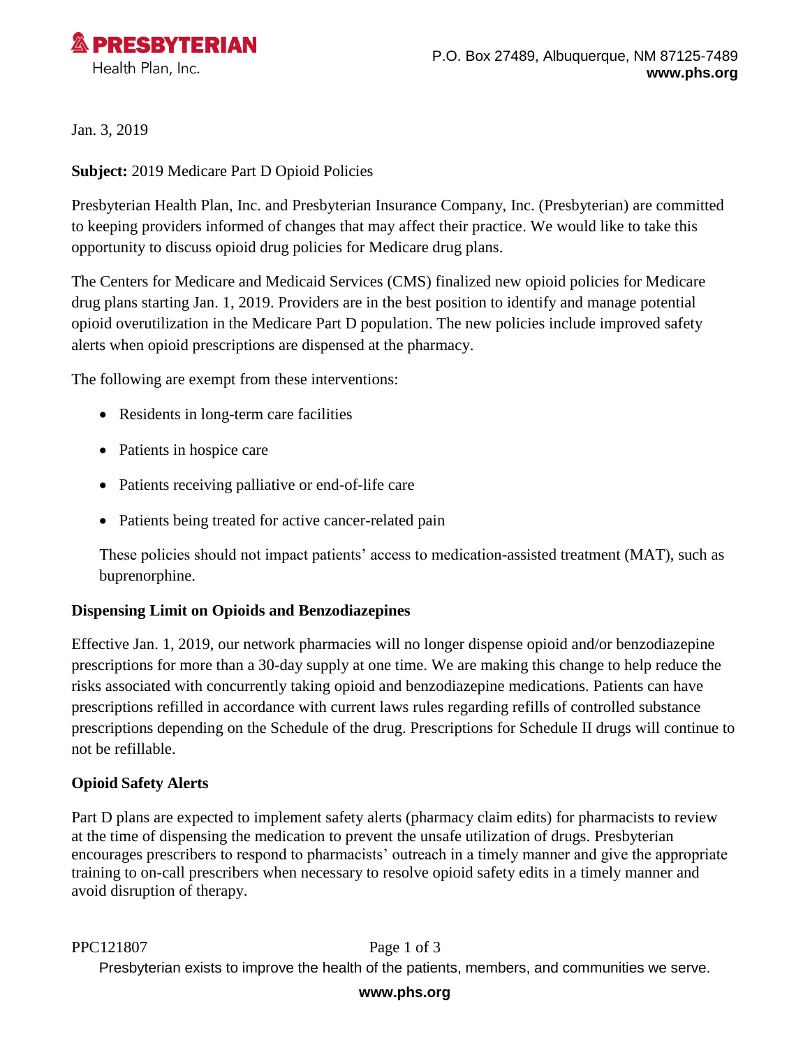**PRESBYTERIAN**
Health Plan, Inc.

P.O. Box 27489, Albuquerque, NM 87125-7489
**www.phs.org**

Jan. 3, 2019

**Subject:** 2019 Medicare Part D Opioid Policies

Presbyterian Health Plan, Inc. and Presbyterian Insurance Company, Inc. (Presbyterian) are committed to keeping providers informed of changes that may affect their practice. We would like to take this opportunity to discuss opioid drug policies for Medicare drug plans.

The Centers for Medicare and Medicaid Services (CMS) finalized new opioid policies for Medicare drug plans starting Jan. 1, 2019. Providers are in the best position to identify and manage potential opioid overutilization in the Medicare Part D population. The new policies include improved safety alerts when opioid prescriptions are dispensed at the pharmacy.

The following are exempt from these interventions:

- Residents in long-term care facilities
- Patients in hospice care
- Patients receiving palliative or end-of-life care
- Patients being treated for active cancer-related pain

These policies should not impact patients' access to medication-assisted treatment (MAT), such as buprenorphine.

**Dispensing Limit on Opioids and Benzodiazepines**

Effective Jan. 1, 2019, our network pharmacies will no longer dispense opioid and/or benzodiazepine prescriptions for more than a 30-day supply at one time. We are making this change to help reduce the risks associated with concurrently taking opioid and benzodiazepine medications. Patients can have prescriptions refilled in accordance with current laws rules regarding refills of controlled substance prescriptions depending on the Schedule of the drug. Prescriptions for Schedule II drugs will continue to not be refillable.

**Opioid Safety Alerts**

Part D plans are expected to implement safety alerts (pharmacy claim edits) for pharmacists to review at the time of dispensing the medication to prevent the unsafe utilization of drugs. Presbyterian encourages prescribers to respond to pharmacists' outreach in a timely manner and give the appropriate training to on-call prescribers when necessary to resolve opioid safety edits in a timely manner and avoid disruption of therapy.

PPC121807

Presbyterian exists to improve the health of the patients, members, and communities we serve.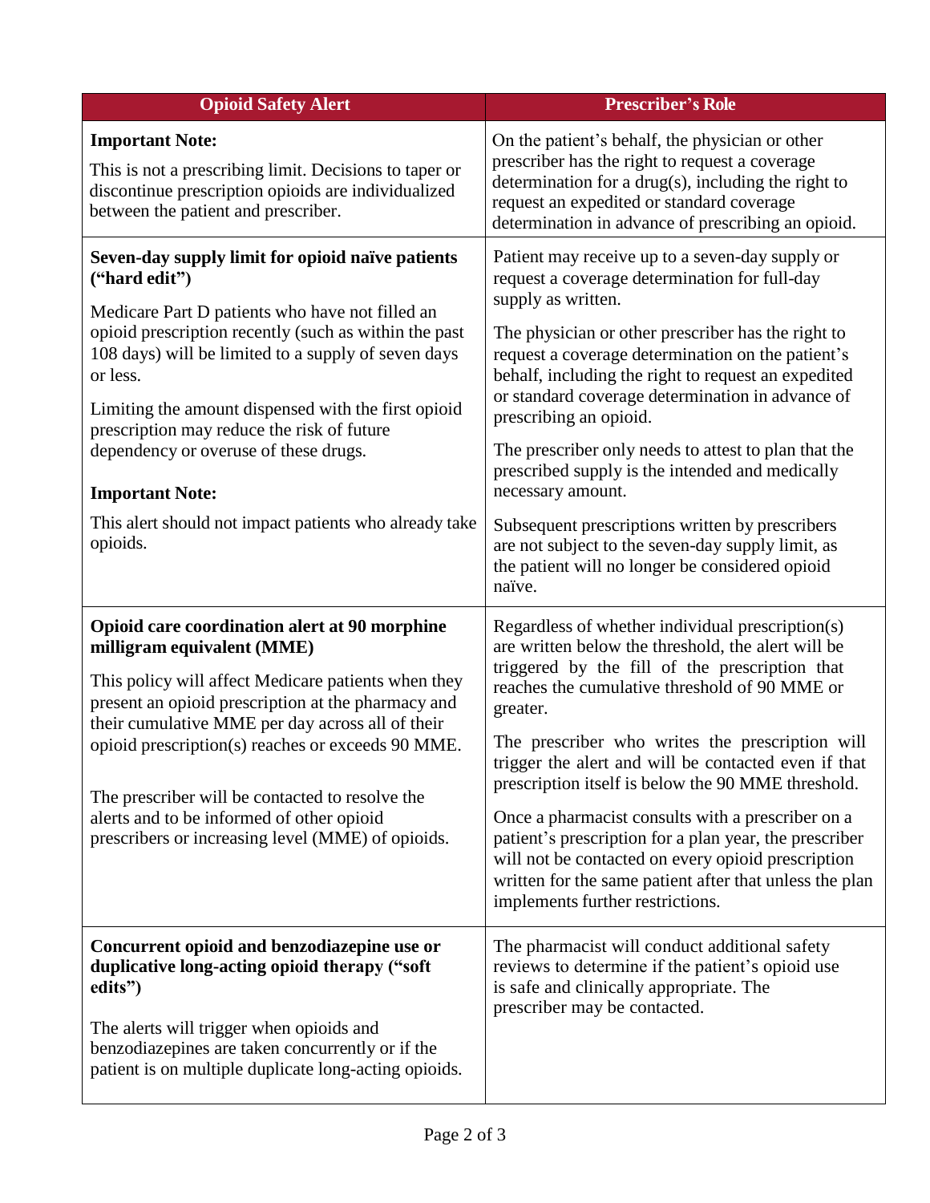| Opioid Safety Alert | Prescriber's Role |
|---|---|
| **Important Note:**<br><br>This is not a prescribing limit. Decisions to taper or discontinue prescription opioids are individualized between the patient and prescriber. | On the patient's behalf, the physician or other prescriber has the right to request a coverage determination for a drug(s), including the right to request an expedited or standard coverage determination in advance of prescribing an opioid. |
| **Seven-day supply limit for opioid naïve patients ("hard edit")**<br><br>Medicare Part D patients who have not filled an opioid prescription recently (such as within the past 108 days) will be limited to a supply of seven days or less.<br><br>Limiting the amount dispensed with the first opioid prescription may reduce the risk of future dependency or overuse of these drugs.<br><br>**Important Note:**<br><br>This alert should not impact patients who already take opioids. | Patient may receive up to a seven-day supply or request a coverage determination for full-day supply as written.<br><br>The physician or other prescriber has the right to request a coverage determination on the patient's behalf, including the right to request an expedited or standard coverage determination in advance of prescribing an opioid.<br><br>The prescriber only needs to attest to plan that the prescribed supply is the intended and medically necessary amount.<br><br>Subsequent prescriptions written by prescribers are not subject to the seven-day supply limit, as the patient will no longer be considered opioid naïve. |
| **Opioid care coordination alert at 90 morphine milligram equivalent (MME)**<br><br>This policy will affect Medicare patients when they present an opioid prescription at the pharmacy and their cumulative MME per day across all of their opioid prescription(s) reaches or exceeds 90 MME.<br><br>The prescriber will be contacted to resolve the alerts and to be informed of other opioid prescribers or increasing level (MME) of opioids. | Regardless of whether individual prescription(s) are written below the threshold, the alert will be triggered by the fill of the prescription that reaches the cumulative threshold of 90 MME or greater.<br><br>The prescriber who writes the prescription will trigger the alert and will be contacted even if that prescription itself is below the 90 MME threshold.<br><br>Once a pharmacist consults with a prescriber on a patient's prescription for a plan year, the prescriber will not be contacted on every opioid prescription written for the same patient after that unless the plan implements further restrictions. |
| **Concurrent opioid and benzodiazepine use or duplicative long-acting opioid therapy ("soft edits")**<br><br>The alerts will trigger when opioids and benzodiazepines are taken concurrently or if the patient is on multiple duplicate long-acting opioids. | The pharmacist will conduct additional safety reviews to determine if the patient's opioid use is safe and clinically appropriate. The prescriber may be contacted. |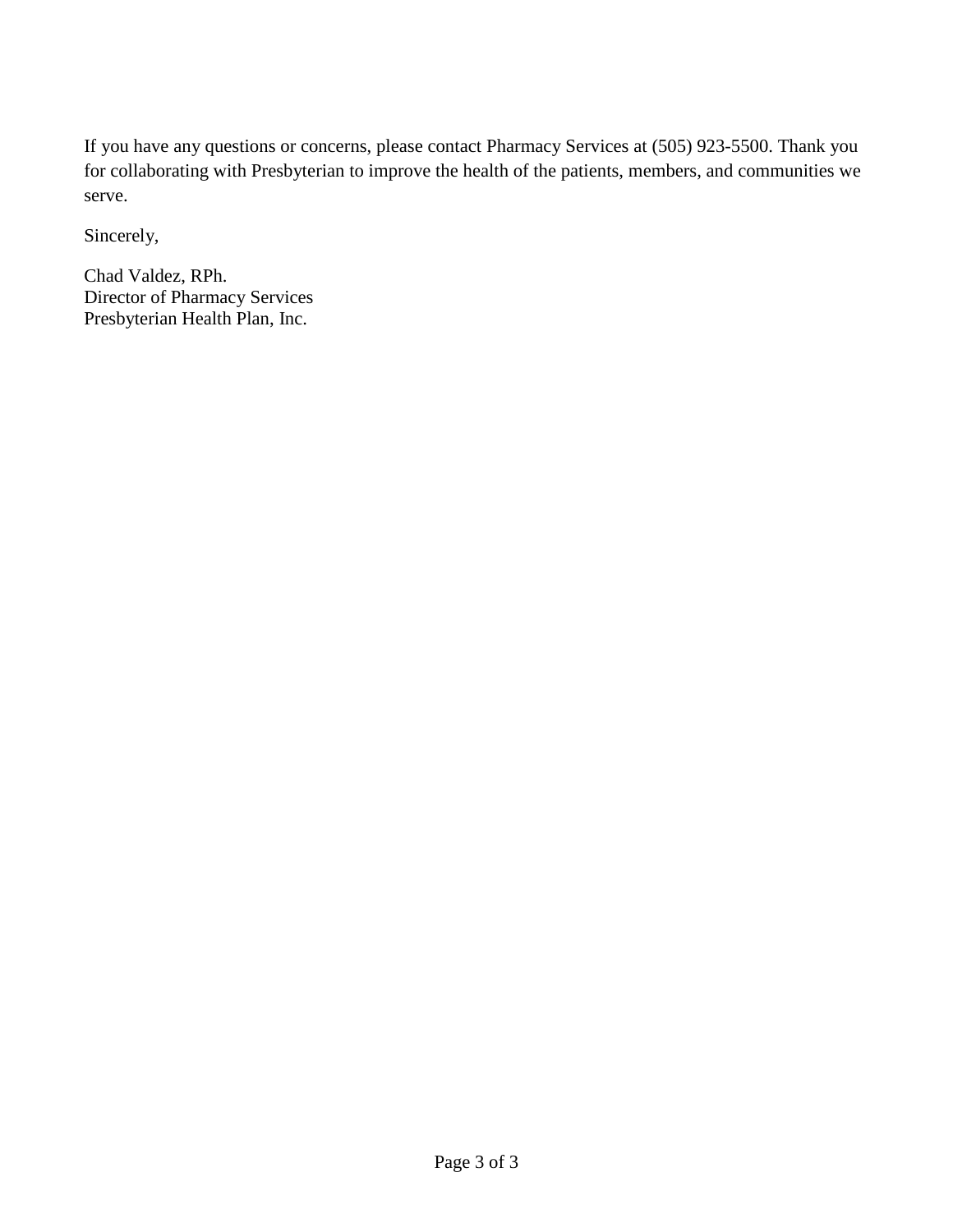If you have any questions or concerns, please contact Pharmacy Services at (505) 923-5500. Thank you for collaborating with Presbyterian to improve the health of the patients, members, and communities we serve.

Sincerely,

Chad Valdez, RPh.
Director of Pharmacy Services
Presbyterian Health Plan, Inc.